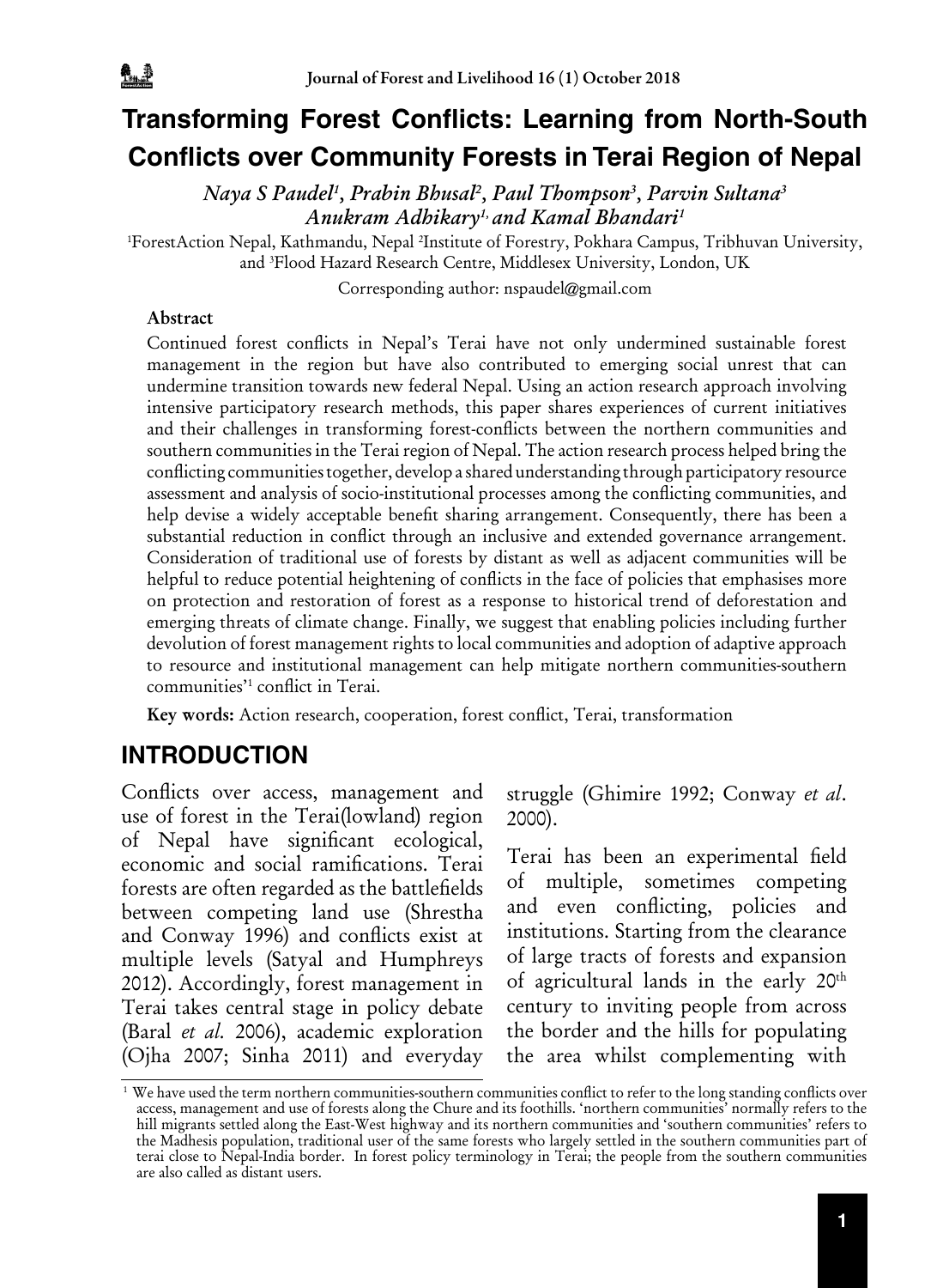# Transforming Forest Conflicts: Learning from North-South Conflicts over Community Forests in Terai Region of Nepal

*Naya S Paudel[1], Prabin Bhusal[2], Paul Thompson[3], Parvin Sultana[3] Anukram Adhikary[1], and Kamal Bhandari[1]*

[1]ForestAction Nepal, Kathmandu, Nepal [2]Institute of Forestry, Pokhara Campus, Tribhuvan University, and [3]Flood Hazard Research Centre, Middlesex University, London, UK

Corresponding author: nspaudel@gmail.com

## Abstract

Continued forest conflicts in Nepal's Terai have not only undermined sustainable forest management in the region but have also contributed to emerging social unrest that can undermine transition towards new federal Nepal. Using an action research approach involving intensive participatory research methods, this paper shares experiences of current initiatives and their challenges in transforming forest-conflicts between the northern communities and southern communities in the Terai region of Nepal. The action research process helped bring the conflicting communities together, develop a shared understanding through participatory resource assessment and analysis of socio-institutional processes among the conflicting communities, and help devise a widely acceptable benefit sharing arrangement. Consequently, there has been a substantial reduction in conflict through an inclusive and extended governance arrangement. Consideration of traditional use of forests by distant as well as adjacent communities will be helpful to reduce potential heightening of conflicts in the face of policies that emphasises more on protection and restoration of forest as a response to historical trend of deforestation and emerging threats of climate change. Finally, we suggest that enabling policies including further devolution of forest management rights to local communities and adoption of adaptive approach to resource and institutional management can help mitigate northern communities-southern communities'[1] conflict in Terai.

**Key words:** Action research, cooperation, forest conflict, Terai, transformation

## INTRODUCTION

Conflicts over access, management and use of forest in the Terai(lowland) region of Nepal have significant ecological, economic and social ramifications. Terai forests are often regarded as the battlefields between competing land use (Shrestha and Conway 1996) and conflicts exist at multiple levels (Satyal and Humphreys 2012). Accordingly, forest management in Terai takes central stage in policy debate (Baral *et al.* 2006), academic exploration (Ojha 2007; Sinha 2011) and everyday struggle (Ghimire 1992; Conway *et al.* 2000).

Terai has been an experimental field of multiple, sometimes competing and even conflicting, policies and institutions. Starting from the clearance of large tracts of forests and expansion of agricultural lands in the early 20th century to inviting people from across the border and the hills for populating the area whilst complementing with

[1] We have used the term northern communities-southern communities conflict to refer to the long standing conflicts over access, management and use of forests along the Chure and its foothills. 'northern communities' normally refers to the hill migrants settled along the East-West highway and its northern communities and 'southern communities' refers to the Madhesis population, traditional user of the same forests who largely settled in the southern communities part of terai close to Nepal-India border. In forest policy terminology in Terai; the people from the southern communities are also called as distant users.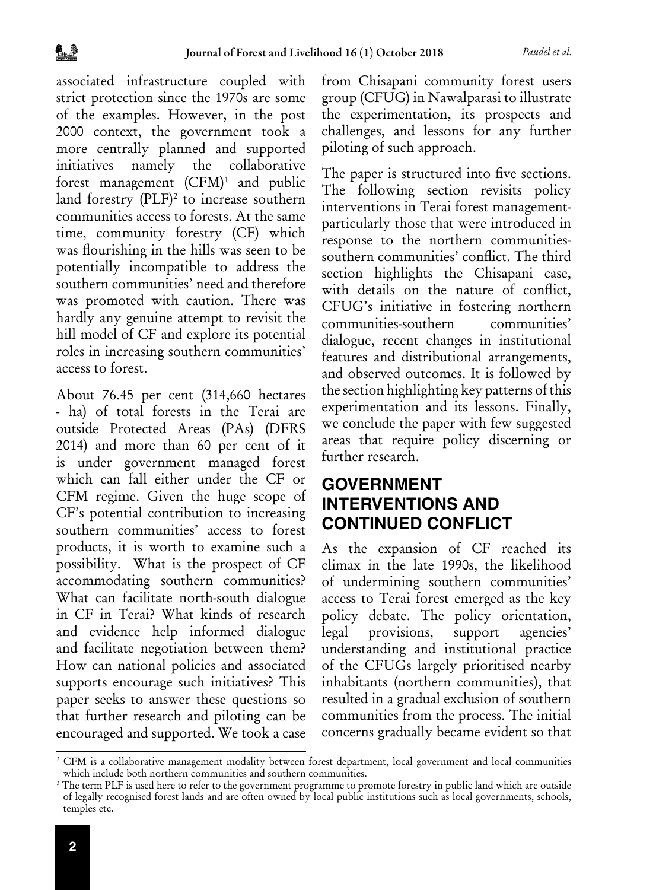associated infrastructure coupled with strict protection since the 1970s are some of the examples. However, in the post 2000 context, the government took a more centrally planned and supported initiatives namely the collaborative forest management (CFM)[1] and public land forestry (PLF)[2] to increase southern communities access to forests. At the same time, community forestry (CF) which was flourishing in the hills was seen to be potentially incompatible to address the southern communities' need and therefore was promoted with caution. There was hardly any genuine attempt to revisit the hill model of CF and explore its potential roles in increasing southern communities' access to forest.

About 76.45 per cent (314,660 hectares - ha) of total forests in the Terai are outside Protected Areas (PAs) (DFRS 2014) and more than 60 per cent of it is under government managed forest which can fall either under the CF or CFM regime. Given the huge scope of CF's potential contribution to increasing southern communities' access to forest products, it is worth to examine such a possibility. What is the prospect of CF accommodating southern communities? What can facilitate north-south dialogue in CF in Terai? What kinds of research and evidence help informed dialogue and facilitate negotiation between them? How can national policies and associated supports encourage such initiatives? This paper seeks to answer these questions so that further research and piloting can be encouraged and supported. We took a case from Chisapani community forest users group (CFUG) in Nawalparasi to illustrate the experimentation, its prospects and challenges, and lessons for any further piloting of such approach.

The paper is structured into five sections. The following section revisits policy interventions in Terai forest management-particularly those that were introduced in response to the northern communities-southern communities' conflict. The third section highlights the Chisapani case, with details on the nature of conflict, CFUG's initiative in fostering northern communities-southern communities' dialogue, recent changes in institutional features and distributional arrangements, and observed outcomes. It is followed by the section highlighting key patterns of this experimentation and its lessons. Finally, we conclude the paper with few suggested areas that require policy discerning or further research.

## GOVERNMENT INTERVENTIONS AND CONTINUED CONFLICT

As the expansion of CF reached its climax in the late 1990s, the likelihood of undermining southern communities' access to Terai forest emerged as the key policy debate. The policy orientation, legal provisions, support agencies' understanding and institutional practice of the CFUGs largely prioritised nearby inhabitants (northern communities), that resulted in a gradual exclusion of southern communities from the process. The initial concerns gradually became evident so that

---

[2] CFM is a collaborative management modality between forest department, local government and local communities which include both northern communities and southern communities.

[3] The term PLF is used here to refer to the government programme to promote forestry in public land which are outside of legally recognised forest lands and are often owned by local public institutions such as local governments, schools, temples etc.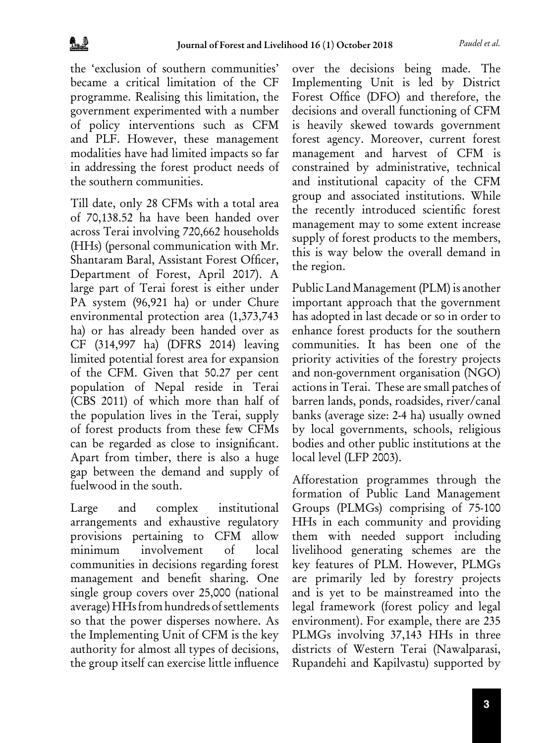the 'exclusion of southern communities' became a critical limitation of the CF programme. Realising this limitation, the government experimented with a number of policy interventions such as CFM and PLF. However, these management modalities have had limited impacts so far in addressing the forest product needs of the southern communities.

Till date, only 28 CFMs with a total area of 70,138.52 ha have been handed over across Terai involving 720,662 households (HHs) (personal communication with Mr. Shantaram Baral, Assistant Forest Officer, Department of Forest, April 2017). A large part of Terai forest is either under PA system (96,921 ha) or under Chure environmental protection area (1,373,743 ha) or has already been handed over as CF (314,997 ha) (DFRS 2014) leaving limited potential forest area for expansion of the CFM. Given that 50.27 per cent population of Nepal reside in Terai (CBS 2011) of which more than half of the population lives in the Terai, supply of forest products from these few CFMs can be regarded as close to insignificant. Apart from timber, there is also a huge gap between the demand and supply of fuelwood in the south.

Large and complex institutional arrangements and exhaustive regulatory provisions pertaining to CFM allow minimum involvement of local communities in decisions regarding forest management and benefit sharing. One single group covers over 25,000 (national average) HHs from hundreds of settlements so that the power disperses nowhere. As the Implementing Unit of CFM is the key authority for almost all types of decisions, the group itself can exercise little influence over the decisions being made. The Implementing Unit is led by District Forest Office (DFO) and therefore, the decisions and overall functioning of CFM is heavily skewed towards government forest agency. Moreover, current forest management and harvest of CFM is constrained by administrative, technical and institutional capacity of the CFM group and associated institutions. While the recently introduced scientific forest management may to some extent increase supply of forest products to the members, this is way below the overall demand in the region.

Public Land Management (PLM) is another important approach that the government has adopted in last decade or so in order to enhance forest products for the southern communities. It has been one of the priority activities of the forestry projects and non-government organisation (NGO) actions in Terai. These are small patches of barren lands, ponds, roadsides, river/canal banks (average size: 2-4 ha) usually owned by local governments, schools, religious bodies and other public institutions at the local level (LFP 2003).

Afforestation programmes through the formation of Public Land Management Groups (PLMGs) comprising of 75-100 HHs in each community and providing them with needed support including livelihood generating schemes are the key features of PLM. However, PLMGs are primarily led by forestry projects and is yet to be mainstreamed into the legal framework (forest policy and legal environment). For example, there are 235 PLMGs involving 37,143 HHs in three districts of Western Terai (Nawalparasi, Rupandehi and Kapilvastu) supported by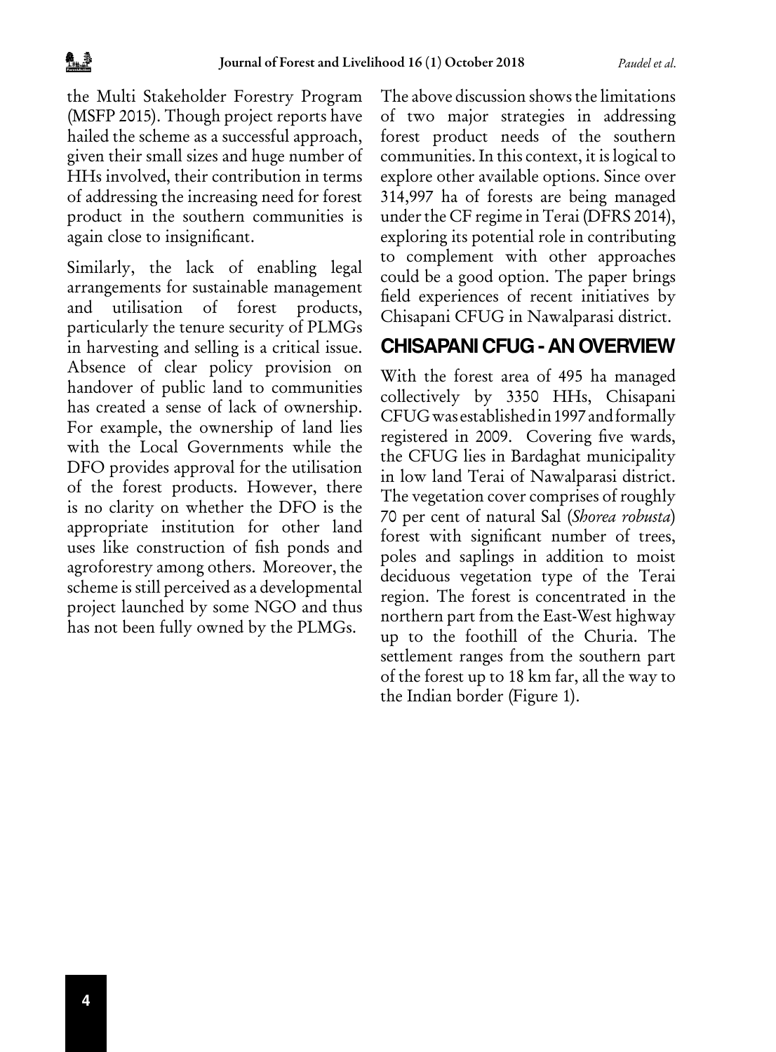the Multi Stakeholder Forestry Program (MSFP 2015). Though project reports have hailed the scheme as a successful approach, given their small sizes and huge number of HHs involved, their contribution in terms of addressing the increasing need for forest product in the southern communities is again close to insignificant.

Similarly, the lack of enabling legal arrangements for sustainable management and utilisation of forest products, particularly the tenure security of PLMGs in harvesting and selling is a critical issue. Absence of clear policy provision on handover of public land to communities has created a sense of lack of ownership. For example, the ownership of land lies with the Local Governments while the DFO provides approval for the utilisation of the forest products. However, there is no clarity on whether the DFO is the appropriate institution for other land uses like construction of fish ponds and agroforestry among others. Moreover, the scheme is still perceived as a developmental project launched by some NGO and thus has not been fully owned by the PLMGs.

The above discussion shows the limitations of two major strategies in addressing forest product needs of the southern communities. In this context, it is logical to explore other available options. Since over 314,997 ha of forests are being managed under the CF regime in Terai (DFRS 2014), exploring its potential role in contributing to complement with other approaches could be a good option. The paper brings field experiences of recent initiatives by Chisapani CFUG in Nawalparasi district.

## CHISAPANI CFUG - AN OVERVIEW

With the forest area of 495 ha managed collectively by 3350 HHs, Chisapani CFUG was established in 1997 and formally registered in 2009. Covering five wards, the CFUG lies in Bardaghat municipality in low land Terai of Nawalparasi district. The vegetation cover comprises of roughly 70 per cent of natural Sal (*Shorea robusta*) forest with significant number of trees, poles and saplings in addition to moist deciduous vegetation type of the Terai region. The forest is concentrated in the northern part from the East-West highway up to the foothill of the Churia. The settlement ranges from the southern part of the forest up to 18 km far, all the way to the Indian border (Figure 1).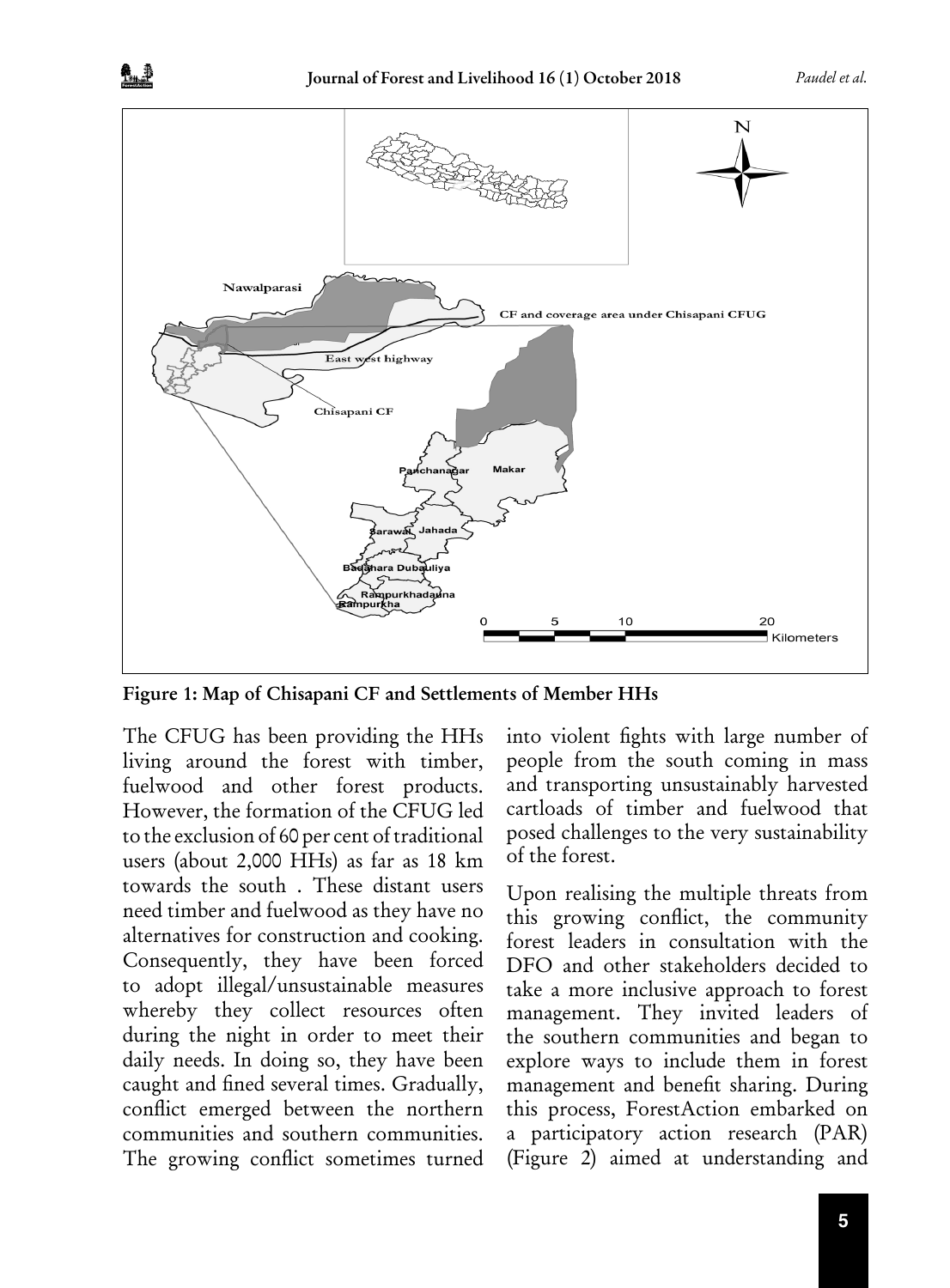Figure 1: Map of Chisapani CF and Settlements of Member HHs

The CFUG has been providing the HHs living around the forest with timber, fuelwood and other forest products. However, the formation of the CFUG led to the exclusion of 60 per cent of traditional users (about 2,000 HHs) as far as 18 km towards the south . These distant users need timber and fuelwood as they have no alternatives for construction and cooking. Consequently, they have been forced to adopt illegal/unsustainable measures whereby they collect resources often during the night in order to meet their daily needs. In doing so, they have been caught and fined several times. Gradually, conflict emerged between the northern communities and southern communities. The growing conflict sometimes turned into violent fights with large number of people from the south coming in mass and transporting unsustainably harvested cartloads of timber and fuelwood that posed challenges to the very sustainability of the forest.

Upon realising the multiple threats from this growing conflict, the community forest leaders in consultation with the DFO and other stakeholders decided to take a more inclusive approach to forest management. They invited leaders of the southern communities and began to explore ways to include them in forest management and benefit sharing. During this process, ForestAction embarked on a participatory action research (PAR) (Figure 2) aimed at understanding and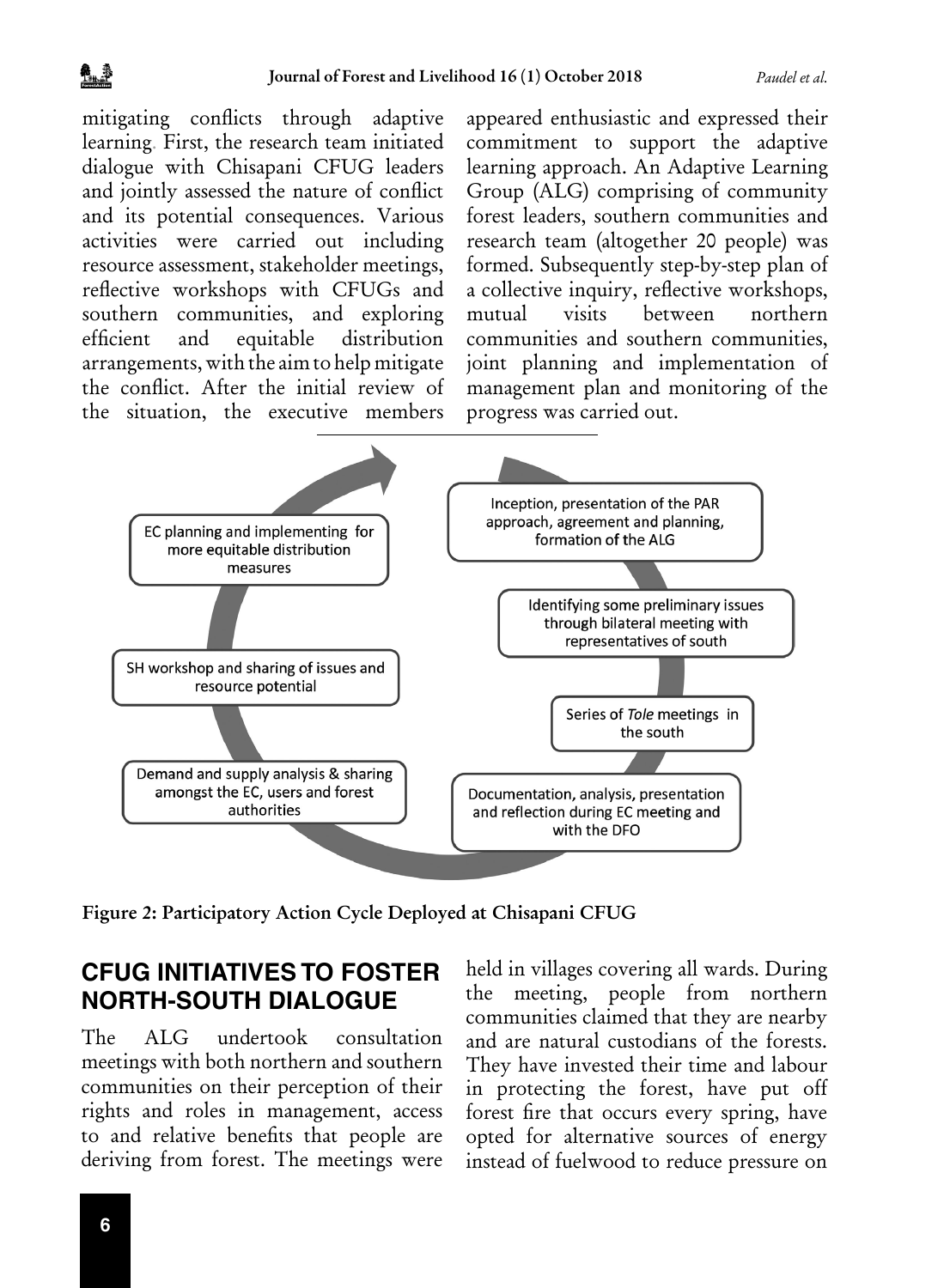mitigating conflicts through adaptive learning. First, the research team initiated dialogue with Chisapani CFUG leaders and jointly assessed the nature of conflict and its potential consequences. Various activities were carried out including resource assessment, stakeholder meetings, reflective workshops with CFUGs and southern communities, and exploring efficient and equitable distribution arrangements, with the aim to help mitigate the conflict. After the initial review of the situation, the executive members appeared enthusiastic and expressed their commitment to support the adaptive learning approach. An Adaptive Learning Group (ALG) comprising of community forest leaders, southern communities and research team (altogether 20 people) was formed. Subsequently step-by-step plan of a collective inquiry, reflective workshops, mutual visits between northern communities and southern communities, joint planning and implementation of management plan and monitoring of the progress was carried out.

- Inception, presentation of the PAR approach, agreement and planning, formation of the ALG
- Identifying some preliminary issues through bilateral meeting with representatives of south
- Series of *Tole* meetings in the south
- Documentation, analysis, presentation and reflection during EC meeting and with the DFO
- Demand and supply analysis & sharing amongst the EC, users and forest authorities
- SH workshop and sharing of issues and resource potential
- EC planning and implementing for more equitable distribution measures

**Figure 2: Participatory Action Cycle Deployed at Chisapani CFUG**

## CFUG INITIATIVES TO FOSTER NORTH-SOUTH DIALOGUE

The ALG undertook consultation meetings with both northern and southern communities on their perception of their rights and roles in management, access to and relative benefits that people are deriving from forest. The meetings were held in villages covering all wards. During the meeting, people from northern communities claimed that they are nearby and are natural custodians of the forests. They have invested their time and labour in protecting the forest, have put off forest fire that occurs every spring, have opted for alternative sources of energy instead of fuelwood to reduce pressure on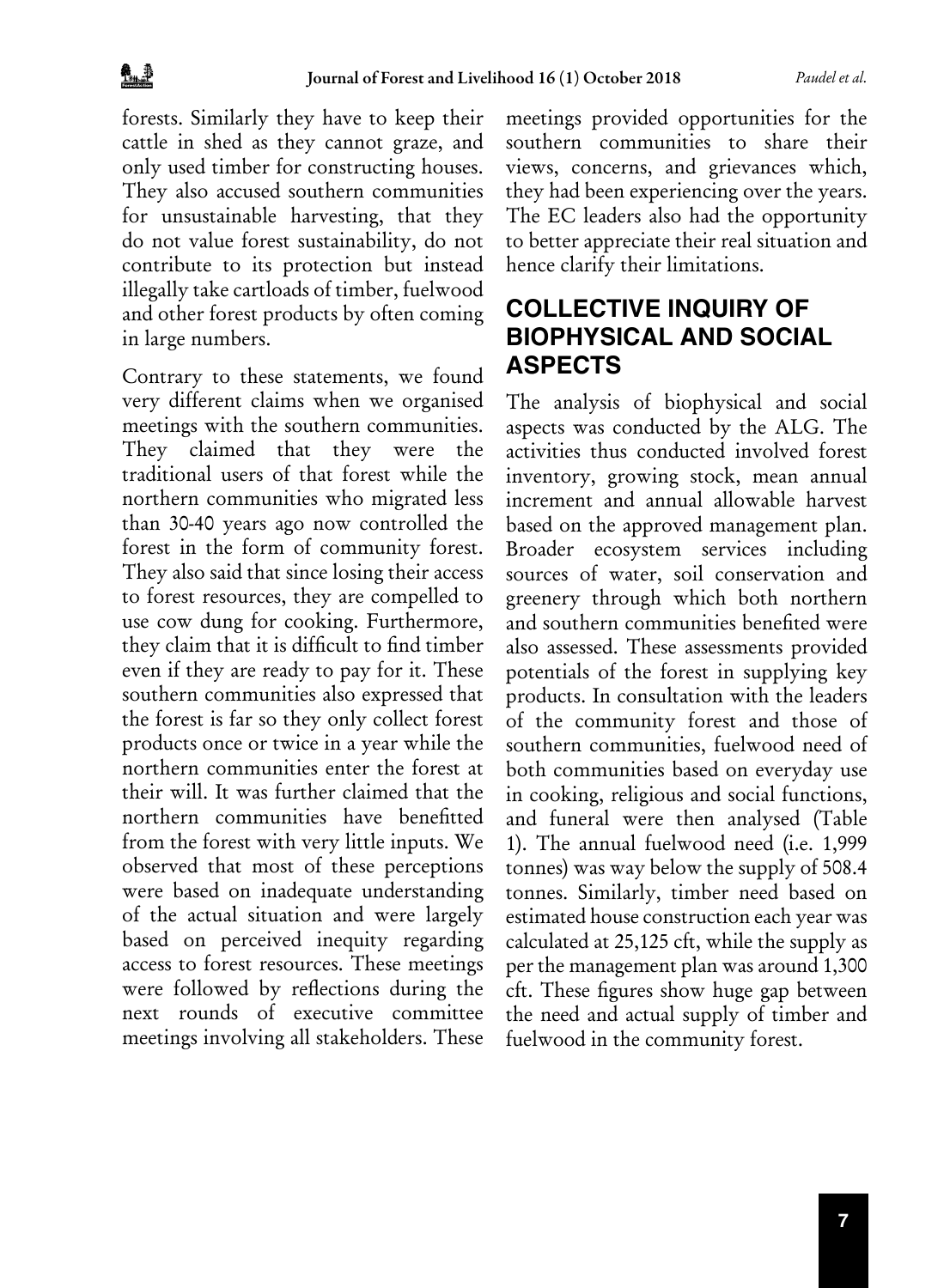forests. Similarly they have to keep their cattle in shed as they cannot graze, and only used timber for constructing houses. They also accused southern communities for unsustainable harvesting, that they do not value forest sustainability, do not contribute to its protection but instead illegally take cartloads of timber, fuelwood and other forest products by often coming in large numbers.

Contrary to these statements, we found very different claims when we organised meetings with the southern communities. They claimed that they were the traditional users of that forest while the northern communities who migrated less than 30-40 years ago now controlled the forest in the form of community forest. They also said that since losing their access to forest resources, they are compelled to use cow dung for cooking. Furthermore, they claim that it is difficult to find timber even if they are ready to pay for it. These southern communities also expressed that the forest is far so they only collect forest products once or twice in a year while the northern communities enter the forest at their will. It was further claimed that the northern communities have benefitted from the forest with very little inputs. We observed that most of these perceptions were based on inadequate understanding of the actual situation and were largely based on perceived inequity regarding access to forest resources. These meetings were followed by reflections during the next rounds of executive committee meetings involving all stakeholders. These meetings provided opportunities for the southern communities to share their views, concerns, and grievances which, they had been experiencing over the years. The EC leaders also had the opportunity to better appreciate their real situation and hence clarify their limitations.

## COLLECTIVE INQUIRY OF BIOPHYSICAL AND SOCIAL ASPECTS

The analysis of biophysical and social aspects was conducted by the ALG. The activities thus conducted involved forest inventory, growing stock, mean annual increment and annual allowable harvest based on the approved management plan. Broader ecosystem services including sources of water, soil conservation and greenery through which both northern and southern communities benefited were also assessed. These assessments provided potentials of the forest in supplying key products. In consultation with the leaders of the community forest and those of southern communities, fuelwood need of both communities based on everyday use in cooking, religious and social functions, and funeral were then analysed (Table 1). The annual fuelwood need (i.e. 1,999 tonnes) was way below the supply of 508.4 tonnes. Similarly, timber need based on estimated house construction each year was calculated at 25,125 cft, while the supply as per the management plan was around 1,300 cft. These figures show huge gap between the need and actual supply of timber and fuelwood in the community forest.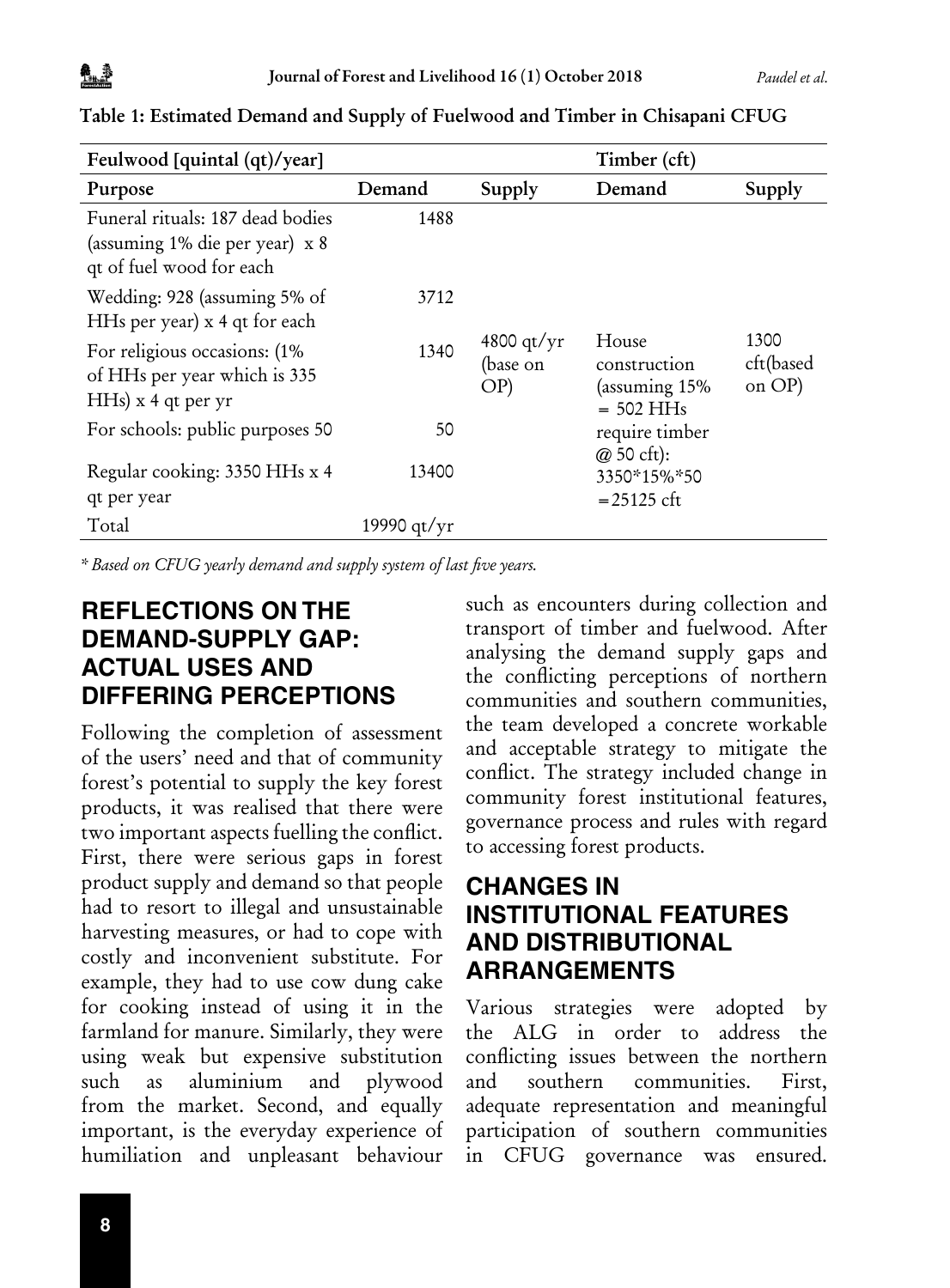**Table 1: Estimated Demand and Supply of Fuelwood and Timber in Chisapani CFUG**

| Feulwood [quintal (qt)/year] | | | Timber (cft) | |
|---|---|---|---|---|
| Purpose | Demand | Supply | Demand | Supply |
| Funeral rituals: 187 dead bodies (assuming 1% die per year) x 8 qt of fuel wood for each | 1488 | 4800 qt/yr (base on OP) | House construction (assuming 15% = 502 HHs require timber @ 50 cft): 3350*15%*50 =25125 cft | 1300 cft(based on OP) |
| Wedding: 928 (assuming 5% of HHs per year) x 4 qt for each | 3712 | | | |
| For religious occasions: (1% of HHs per year which is 335 HHs) x 4 qt per yr | 1340 | | | |
| For schools: public purposes 50 | 50 | | | |
| Regular cooking: 3350 HHs x 4 qt per year | 13400 | | | |
| Total | 19990 qt/yr | | | |

* *Based on CFUG yearly demand and supply system of last five years.*

## REFLECTIONS ON THE DEMAND-SUPPLY GAP: ACTUAL USES AND DIFFERING PERCEPTIONS

Following the completion of assessment of the users' need and that of community forest's potential to supply the key forest products, it was realised that there were two important aspects fuelling the conflict. First, there were serious gaps in forest product supply and demand so that people had to resort to illegal and unsustainable harvesting measures, or had to cope with costly and inconvenient substitute. For example, they had to use cow dung cake for cooking instead of using it in the farmland for manure. Similarly, they were using weak but expensive substitution such as aluminium and plywood from the market. Second, and equally important, is the everyday experience of humiliation and unpleasant behaviour such as encounters during collection and transport of timber and fuelwood. After analysing the demand supply gaps and the conflicting perceptions of northern communities and southern communities, the team developed a concrete workable and acceptable strategy to mitigate the conflict. The strategy included change in community forest institutional features, governance process and rules with regard to accessing forest products.

## CHANGES IN INSTITUTIONAL FEATURES AND DISTRIBUTIONAL ARRANGEMENTS

Various strategies were adopted by the ALG in order to address the conflicting issues between the northern and southern communities. First, adequate representation and meaningful participation of southern communities in CFUG governance was ensured.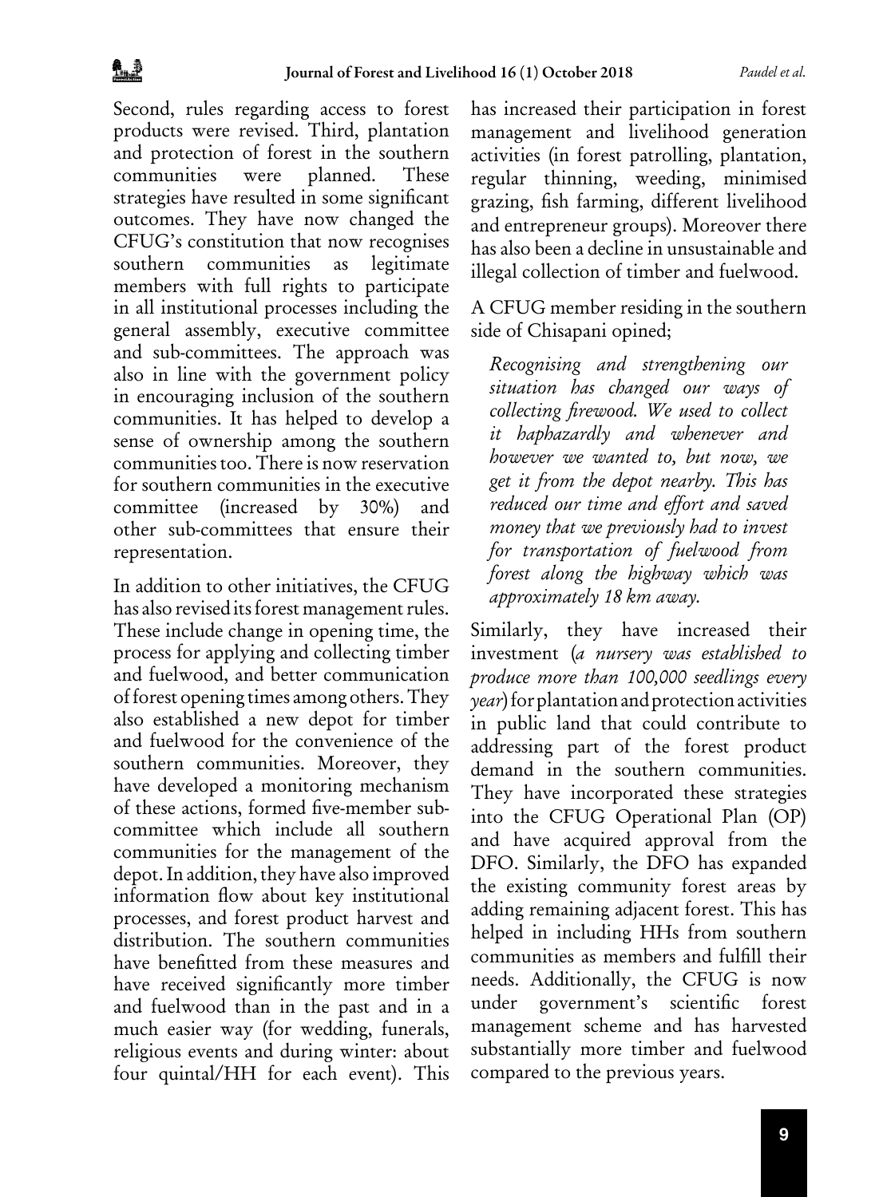Second, rules regarding access to forest products were revised. Third, plantation and protection of forest in the southern communities were planned. These strategies have resulted in some significant outcomes. They have now changed the CFUG's constitution that now recognises southern communities as legitimate members with full rights to participate in all institutional processes including the general assembly, executive committee and sub-committees. The approach was also in line with the government policy in encouraging inclusion of the southern communities. It has helped to develop a sense of ownership among the southern communities too. There is now reservation for southern communities in the executive committee (increased by 30%) and other sub-committees that ensure their representation.

In addition to other initiatives, the CFUG has also revised its forest management rules. These include change in opening time, the process for applying and collecting timber and fuelwood, and better communication of forest opening times among others. They also established a new depot for timber and fuelwood for the convenience of the southern communities. Moreover, they have developed a monitoring mechanism of these actions, formed five-member sub-committee which include all southern communities for the management of the depot. In addition, they have also improved information flow about key institutional processes, and forest product harvest and distribution. The southern communities have benefitted from these measures and have received significantly more timber and fuelwood than in the past and in a much easier way (for wedding, funerals, religious events and during winter: about four quintal/HH for each event). This has increased their participation in forest management and livelihood generation activities (in forest patrolling, plantation, regular thinning, weeding, minimised grazing, fish farming, different livelihood and entrepreneur groups). Moreover there has also been a decline in unsustainable and illegal collection of timber and fuelwood.

A CFUG member residing in the southern side of Chisapani opined;

> *Recognising and strengthening our situation has changed our ways of collecting firewood. We used to collect it haphazardly and whenever and however we wanted to, but now, we get it from the depot nearby. This has reduced our time and effort and saved money that we previously had to invest for transportation of fuelwood from forest along the highway which was approximately 18 km away.*

Similarly, they have increased their investment (*a nursery was established to produce more than 100,000 seedlings every year*) for plantation and protection activities in public land that could contribute to addressing part of the forest product demand in the southern communities. They have incorporated these strategies into the CFUG Operational Plan (OP) and have acquired approval from the DFO. Similarly, the DFO has expanded the existing community forest areas by adding remaining adjacent forest. This has helped in including HHs from southern communities as members and fulfill their needs. Additionally, the CFUG is now under government's scientific forest management scheme and has harvested substantially more timber and fuelwood compared to the previous years.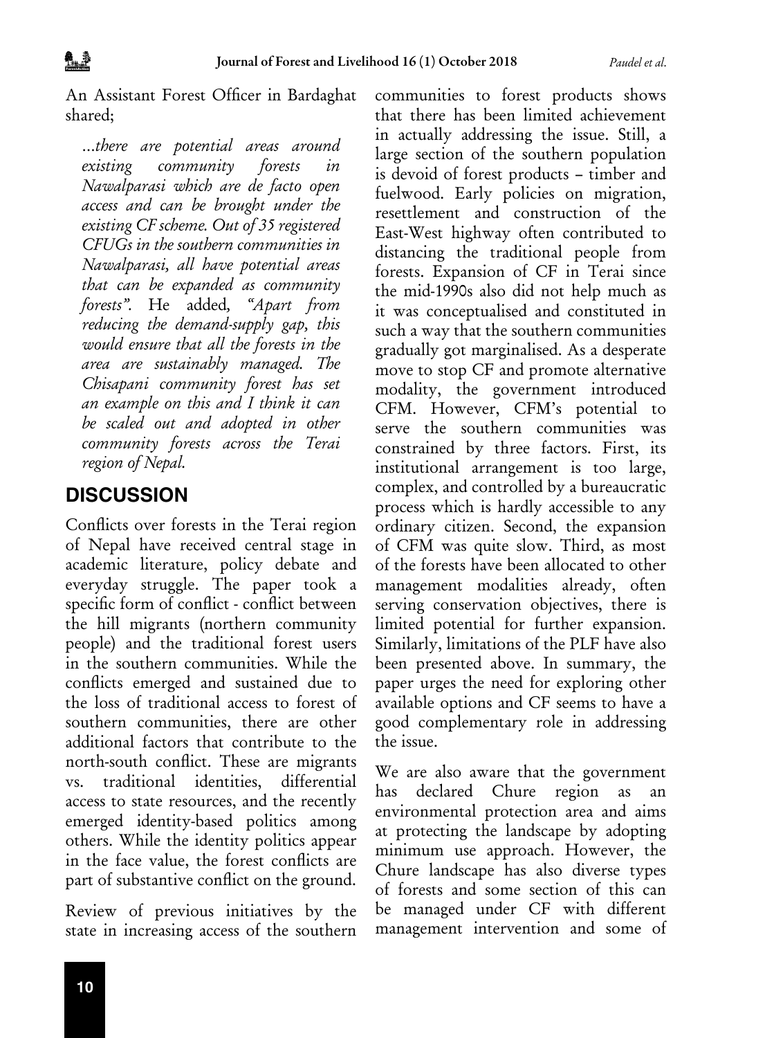An Assistant Forest Officer in Bardaghat shared;

> *...there are potential areas around existing community forests in Nawalparasi which are de facto open access and can be brought under the existing CF scheme. Out of 35 registered CFUGs in the southern communities in Nawalparasi, all have potential areas that can be expanded as community forests".* He added, *"Apart from reducing the demand-supply gap, this would ensure that all the forests in the area are sustainably managed. The Chisapani community forest has set an example on this and I think it can be scaled out and adopted in other community forests across the Terai region of Nepal.*

## DISCUSSION

Conflicts over forests in the Terai region of Nepal have received central stage in academic literature, policy debate and everyday struggle. The paper took a specific form of conflict - conflict between the hill migrants (northern community people) and the traditional forest users in the southern communities. While the conflicts emerged and sustained due to the loss of traditional access to forest of southern communities, there are other additional factors that contribute to the north-south conflict. These are migrants vs. traditional identities, differential access to state resources, and the recently emerged identity-based politics among others. While the identity politics appear in the face value, the forest conflicts are part of substantive conflict on the ground.

Review of previous initiatives by the state in increasing access of the southern communities to forest products shows that there has been limited achievement in actually addressing the issue. Still, a large section of the southern population is devoid of forest products – timber and fuelwood. Early policies on migration, resettlement and construction of the East-West highway often contributed to distancing the traditional people from forests. Expansion of CF in Terai since the mid-1990s also did not help much as it was conceptualised and constituted in such a way that the southern communities gradually got marginalised. As a desperate move to stop CF and promote alternative modality, the government introduced CFM. However, CFM's potential to serve the southern communities was constrained by three factors. First, its institutional arrangement is too large, complex, and controlled by a bureaucratic process which is hardly accessible to any ordinary citizen. Second, the expansion of CFM was quite slow. Third, as most of the forests have been allocated to other management modalities already, often serving conservation objectives, there is limited potential for further expansion. Similarly, limitations of the PLF have also been presented above. In summary, the paper urges the need for exploring other available options and CF seems to have a good complementary role in addressing the issue.

We are also aware that the government has declared Chure region as an environmental protection area and aims at protecting the landscape by adopting minimum use approach. However, the Chure landscape has also diverse types of forests and some section of this can be managed under CF with different management intervention and some of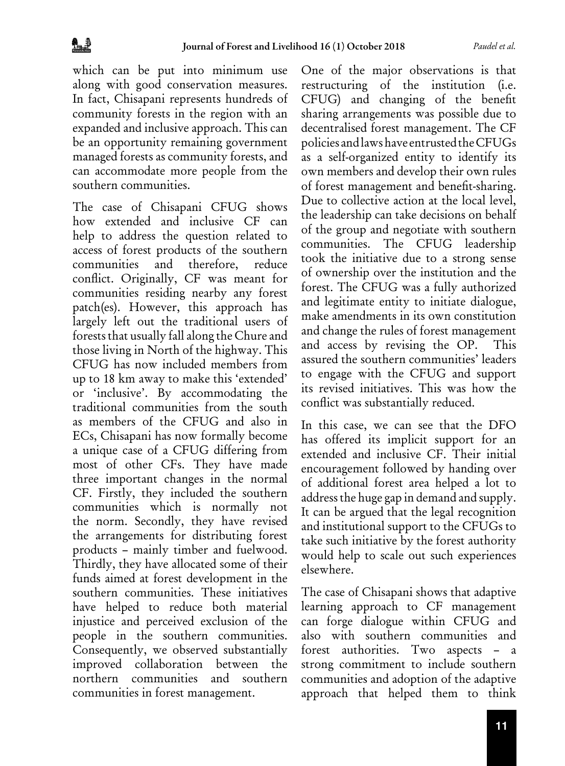which can be put into minimum use along with good conservation measures. In fact, Chisapani represents hundreds of community forests in the region with an expanded and inclusive approach. This can be an opportunity remaining government managed forests as community forests, and can accommodate more people from the southern communities.

The case of Chisapani CFUG shows how extended and inclusive CF can help to address the question related to access of forest products of the southern communities and therefore, reduce conflict. Originally, CF was meant for communities residing nearby any forest patch(es). However, this approach has largely left out the traditional users of forests that usually fall along the Chure and those living in North of the highway. This CFUG has now included members from up to 18 km away to make this 'extended' or 'inclusive'. By accommodating the traditional communities from the south as members of the CFUG and also in ECs, Chisapani has now formally become a unique case of a CFUG differing from most of other CFs. They have made three important changes in the normal CF. Firstly, they included the southern communities which is normally not the norm. Secondly, they have revised the arrangements for distributing forest products – mainly timber and fuelwood. Thirdly, they have allocated some of their funds aimed at forest development in the southern communities. These initiatives have helped to reduce both material injustice and perceived exclusion of the people in the southern communities. Consequently, we observed substantially improved collaboration between the northern communities and southern communities in forest management.

One of the major observations is that restructuring of the institution (i.e. CFUG) and changing of the benefit sharing arrangements was possible due to decentralised forest management. The CF policies and laws have entrusted the CFUGs as a self-organized entity to identify its own members and develop their own rules of forest management and benefit-sharing. Due to collective action at the local level, the leadership can take decisions on behalf of the group and negotiate with southern communities. The CFUG leadership took the initiative due to a strong sense of ownership over the institution and the forest. The CFUG was a fully authorized and legitimate entity to initiate dialogue, make amendments in its own constitution and change the rules of forest management and access by revising the OP. This assured the southern communities' leaders to engage with the CFUG and support its revised initiatives. This was how the conflict was substantially reduced.

In this case, we can see that the DFO has offered its implicit support for an extended and inclusive CF. Their initial encouragement followed by handing over of additional forest area helped a lot to address the huge gap in demand and supply. It can be argued that the legal recognition and institutional support to the CFUGs to take such initiative by the forest authority would help to scale out such experiences elsewhere.

The case of Chisapani shows that adaptive learning approach to CF management can forge dialogue within CFUG and also with southern communities and forest authorities. Two aspects – a strong commitment to include southern communities and adoption of the adaptive approach that helped them to think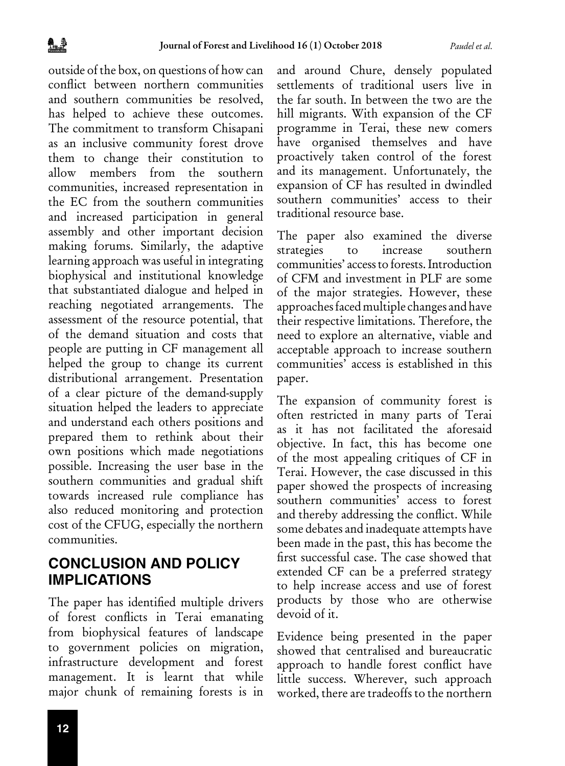outside of the box, on questions of how can conflict between northern communities and southern communities be resolved, has helped to achieve these outcomes. The commitment to transform Chisapani as an inclusive community forest drove them to change their constitution to allow members from the southern communities, increased representation in the EC from the southern communities and increased participation in general assembly and other important decision making forums. Similarly, the adaptive learning approach was useful in integrating biophysical and institutional knowledge that substantiated dialogue and helped in reaching negotiated arrangements. The assessment of the resource potential, that of the demand situation and costs that people are putting in CF management all helped the group to change its current distributional arrangement. Presentation of a clear picture of the demand-supply situation helped the leaders to appreciate and understand each others positions and prepared them to rethink about their own positions which made negotiations possible. Increasing the user base in the southern communities and gradual shift towards increased rule compliance has also reduced monitoring and protection cost of the CFUG, especially the northern communities.

## CONCLUSION AND POLICY IMPLICATIONS

The paper has identified multiple drivers of forest conflicts in Terai emanating from biophysical features of landscape to government policies on migration, infrastructure development and forest management. It is learnt that while major chunk of remaining forests is in and around Chure, densely populated settlements of traditional users live in the far south. In between the two are the hill migrants. With expansion of the CF programme in Terai, these new comers have organised themselves and have proactively taken control of the forest and its management. Unfortunately, the expansion of CF has resulted in dwindled southern communities' access to their traditional resource base.

The paper also examined the diverse strategies to increase southern communities' access to forests. Introduction of CFM and investment in PLF are some of the major strategies. However, these approaches faced multiple changes and have their respective limitations. Therefore, the need to explore an alternative, viable and acceptable approach to increase southern communities' access is established in this paper.

The expansion of community forest is often restricted in many parts of Terai as it has not facilitated the aforesaid objective. In fact, this has become one of the most appealing critiques of CF in Terai. However, the case discussed in this paper showed the prospects of increasing southern communities' access to forest and thereby addressing the conflict. While some debates and inadequate attempts have been made in the past, this has become the first successful case. The case showed that extended CF can be a preferred strategy to help increase access and use of forest products by those who are otherwise devoid of it.

Evidence being presented in the paper showed that centralised and bureaucratic approach to handle forest conflict have little success. Wherever, such approach worked, there are tradeoffs to the northern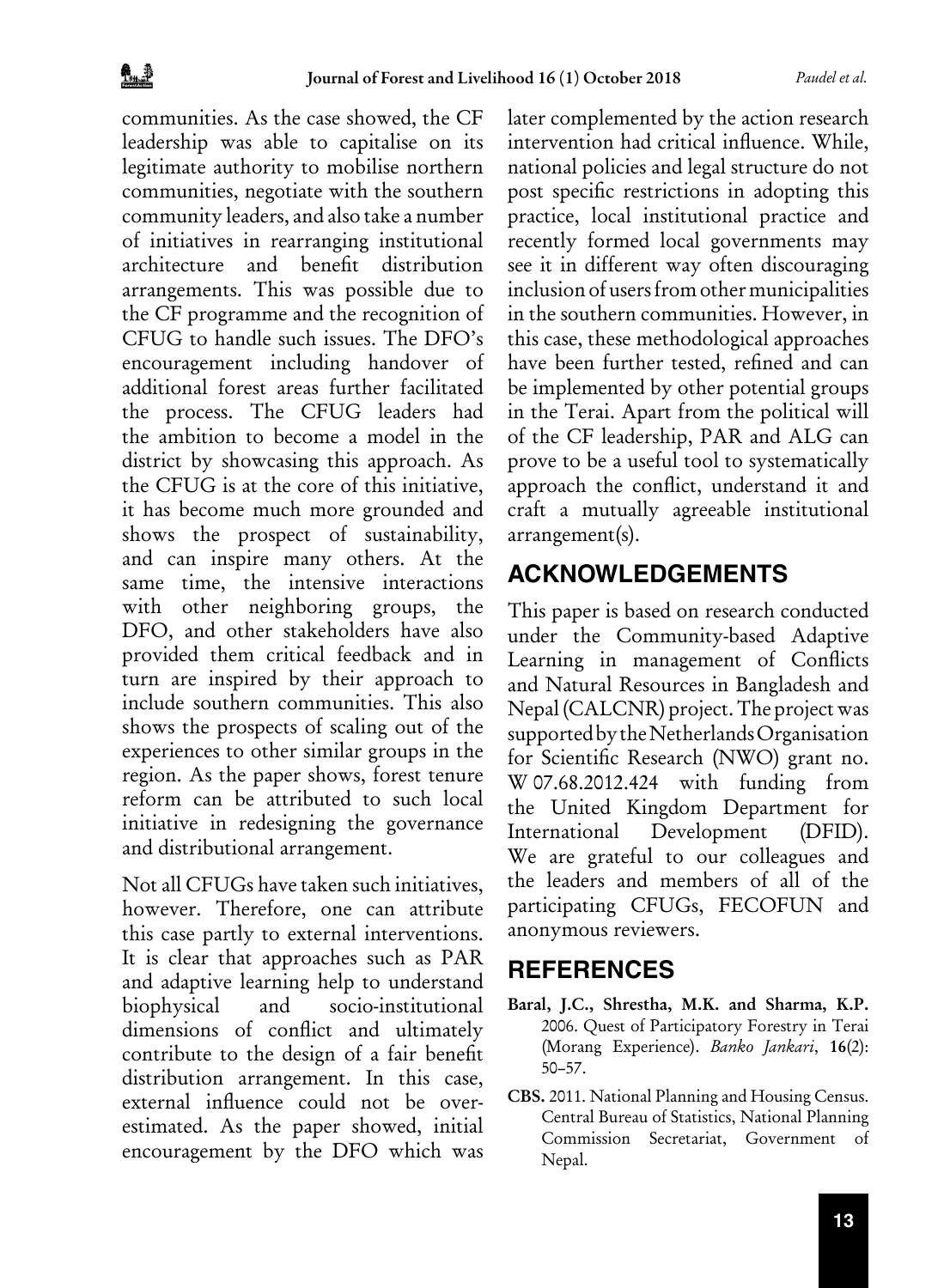communities. As the case showed, the CF leadership was able to capitalise on its legitimate authority to mobilise northern communities, negotiate with the southern community leaders, and also take a number of initiatives in rearranging institutional architecture and benefit distribution arrangements. This was possible due to the CF programme and the recognition of CFUG to handle such issues. The DFO's encouragement including handover of additional forest areas further facilitated the process. The CFUG leaders had the ambition to become a model in the district by showcasing this approach. As the CFUG is at the core of this initiative, it has become much more grounded and shows the prospect of sustainability, and can inspire many others. At the same time, the intensive interactions with other neighboring groups, the DFO, and other stakeholders have also provided them critical feedback and in turn are inspired by their approach to include southern communities. This also shows the prospects of scaling out of the experiences to other similar groups in the region. As the paper shows, forest tenure reform can be attributed to such local initiative in redesigning the governance and distributional arrangement.

Not all CFUGs have taken such initiatives, however. Therefore, one can attribute this case partly to external interventions. It is clear that approaches such as PAR and adaptive learning help to understand biophysical and socio-institutional dimensions of conflict and ultimately contribute to the design of a fair benefit distribution arrangement. In this case, external influence could not be over-estimated. As the paper showed, initial encouragement by the DFO which was later complemented by the action research intervention had critical influence. While, national policies and legal structure do not post specific restrictions in adopting this practice, local institutional practice and recently formed local governments may see it in different way often discouraging inclusion of users from other municipalities in the southern communities. However, in this case, these methodological approaches have been further tested, refined and can be implemented by other potential groups in the Terai. Apart from the political will of the CF leadership, PAR and ALG can prove to be a useful tool to systematically approach the conflict, understand it and craft a mutually agreeable institutional arrangement(s).

## ACKNOWLEDGEMENTS

This paper is based on research conducted under the Community-based Adaptive Learning in management of Conflicts and Natural Resources in Bangladesh and Nepal (CALCNR) project. The project was supported by the Netherlands Organisation for Scientific Research (NWO) grant no. W 07.68.2012.424 with funding from the United Kingdom Department for International Development (DFID). We are grateful to our colleagues and the leaders and members of all of the participating CFUGs, FECOFUN and anonymous reviewers.

## REFERENCES

**Baral, J.C., Shrestha, M.K. and Sharma, K.P.** 2006. Quest of Participatory Forestry in Terai (Morang Experience). *Banko Jankari*, **16**(2): 50–57.

**CBS.** 2011. National Planning and Housing Census. Central Bureau of Statistics, National Planning Commission Secretariat, Government of Nepal.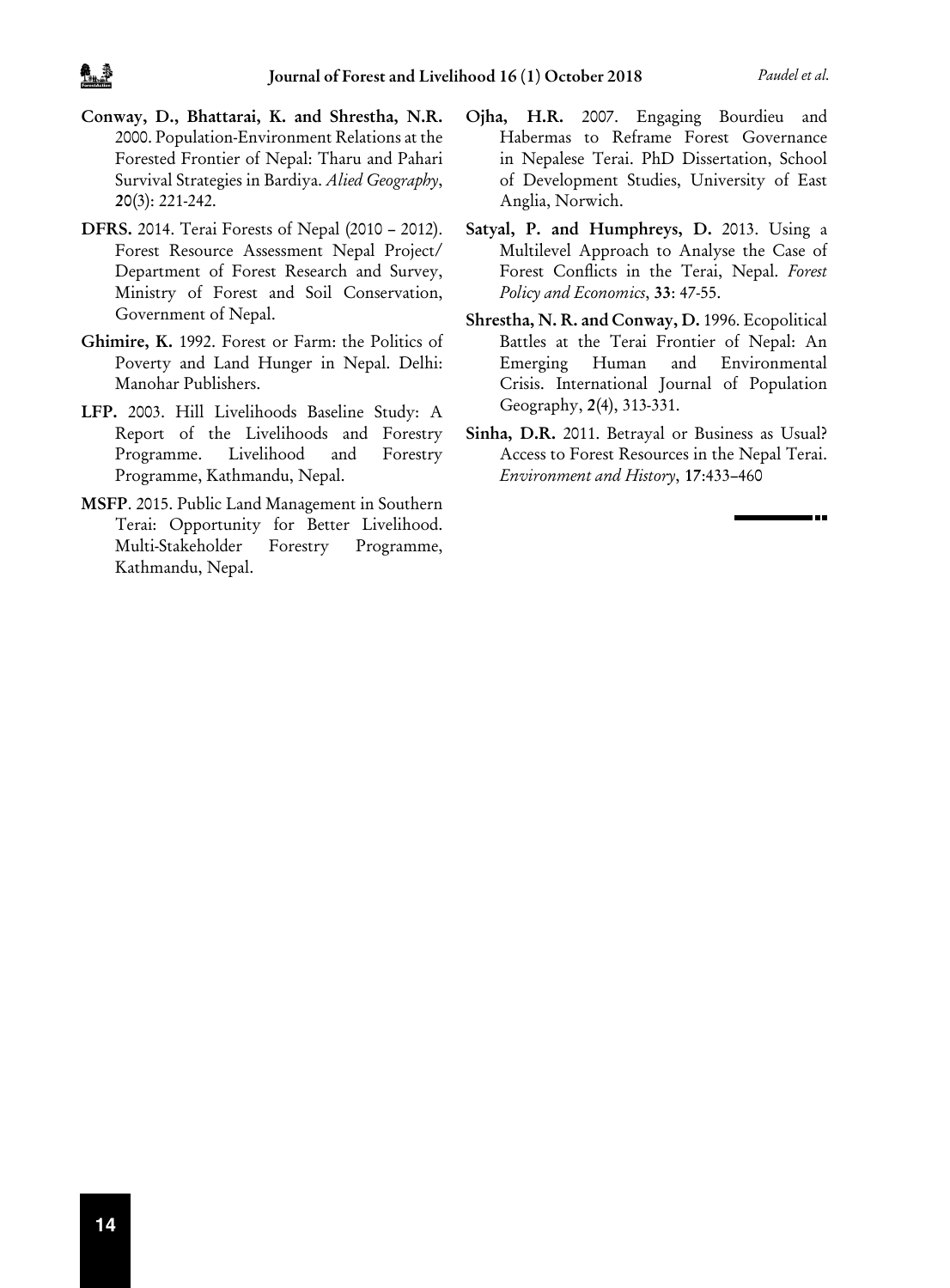**Conway, D., Bhattarai, K. and Shrestha, N.R.** 2000. Population-Environment Relations at the Forested Frontier of Nepal: Tharu and Pahari Survival Strategies in Bardiya. *Alied Geography*, **20**(3): 221-242.

**DFRS.** 2014. Terai Forests of Nepal (2010 – 2012). Forest Resource Assessment Nepal Project/ Department of Forest Research and Survey, Ministry of Forest and Soil Conservation, Government of Nepal.

**Ghimire, K.** 1992. Forest or Farm: the Politics of Poverty and Land Hunger in Nepal. Delhi: Manohar Publishers.

**LFP.** 2003. Hill Livelihoods Baseline Study: A Report of the Livelihoods and Forestry Programme. Livelihood and Forestry Programme, Kathmandu, Nepal.

**MSFP**. 2015. Public Land Management in Southern Terai: Opportunity for Better Livelihood. Multi-Stakeholder Forestry Programme, Kathmandu, Nepal.

**Ojha, H.R.** 2007. Engaging Bourdieu and Habermas to Reframe Forest Governance in Nepalese Terai. PhD Dissertation, School of Development Studies, University of East Anglia, Norwich.

**Satyal, P. and Humphreys, D.** 2013. Using a Multilevel Approach to Analyse the Case of Forest Conflicts in the Terai, Nepal. *Forest Policy and Economics*, **33**: 47-55.

**Shrestha, N. R. and Conway, D.** 1996. Ecopolitical Battles at the Terai Frontier of Nepal: An Emerging Human and Environmental Crisis. International Journal of Population Geography, **2**(4), 313-331.

**Sinha, D.R.** 2011. Betrayal or Business as Usual? Access to Forest Resources in the Nepal Terai. *Environment and History*, **17**:433–460